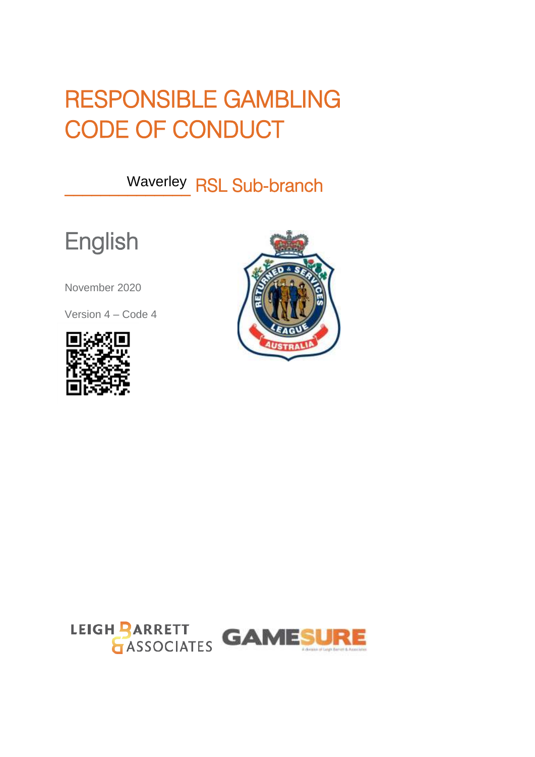# RESPONSIBLE GAMBLING CODE OF CONDUCT

Waverley RSL Sub-branch

## English

November 2020

Version 4 – Code 4

LEIGH BARRETT & ASSOCIATES

GAMESURE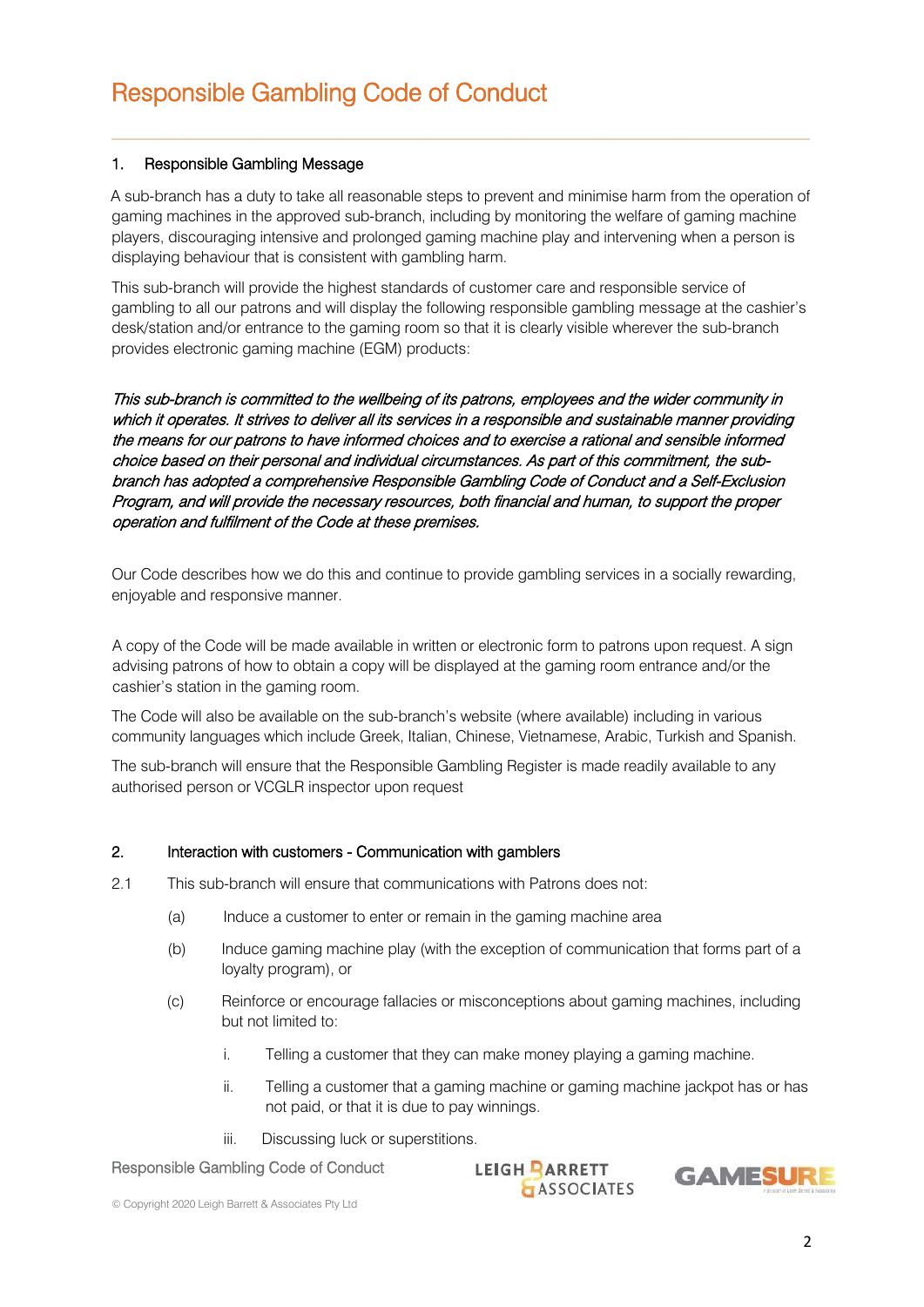# Responsible Gambling Code of Conduct

## 1. Responsible Gambling Message

A sub-branch has a duty to take all reasonable steps to prevent and minimise harm from the operation of gaming machines in the approved sub-branch, including by monitoring the welfare of gaming machine players, discouraging intensive and prolonged gaming machine play and intervening when a person is displaying behaviour that is consistent with gambling harm.

This sub-branch will provide the highest standards of customer care and responsible service of gambling to all our patrons and will display the following responsible gambling message at the cashier's desk/station and/or entrance to the gaming room so that it is clearly visible wherever the sub-branch provides electronic gaming machine (EGM) products:

*This sub-branch is committed to the wellbeing of its patrons, employees and the wider community in which it operates. It strives to deliver all its services in a responsible and sustainable manner providing the means for our patrons to have informed choices and to exercise a rational and sensible informed choice based on their personal and individual circumstances. As part of this commitment, the sub-branch has adopted a comprehensive Responsible Gambling Code of Conduct and a Self-Exclusion Program, and will provide the necessary resources, both financial and human, to support the proper operation and fulfilment of the Code at these premises.*

Our Code describes how we do this and continue to provide gambling services in a socially rewarding, enjoyable and responsive manner.

A copy of the Code will be made available in written or electronic form to patrons upon request. A sign advising patrons of how to obtain a copy will be displayed at the gaming room entrance and/or the cashier's station in the gaming room.

The Code will also be available on the sub-branch's website (where available) including in various community languages which include Greek, Italian, Chinese, Vietnamese, Arabic, Turkish and Spanish.

The sub-branch will ensure that the Responsible Gambling Register is made readily available to any authorised person or VCGLR inspector upon request

## 2. Interaction with customers - Communication with gamblers

2.1 This sub-branch will ensure that communications with Patrons does not:

- (a) Induce a customer to enter or remain in the gaming machine area
- (b) Induce gaming machine play (with the exception of communication that forms part of a loyalty program), or
- (c) Reinforce or encourage fallacies or misconceptions about gaming machines, including but not limited to:
  - i. Telling a customer that they can make money playing a gaming machine.
  - ii. Telling a customer that a gaming machine or gaming machine jackpot has or has not paid, or that it is due to pay winnings.
  - iii. Discussing luck or superstitions.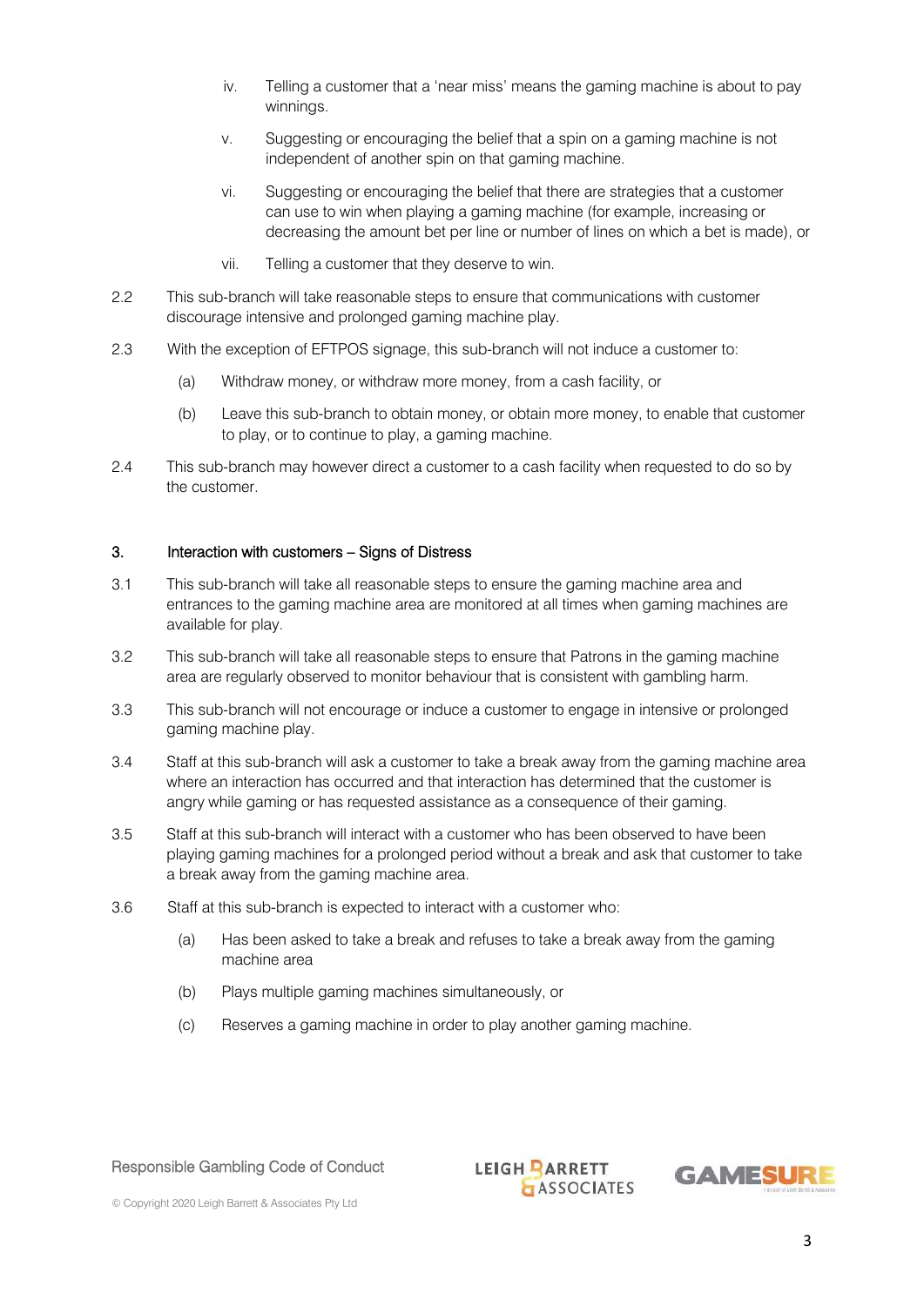iv. Telling a customer that a 'near miss' means the gaming machine is about to pay winnings.

v. Suggesting or encouraging the belief that a spin on a gaming machine is not independent of another spin on that gaming machine.

vi. Suggesting or encouraging the belief that there are strategies that a customer can use to win when playing a gaming machine (for example, increasing or decreasing the amount bet per line or number of lines on which a bet is made), or

vii. Telling a customer that they deserve to win.

2.2 This sub-branch will take reasonable steps to ensure that communications with customer discourage intensive and prolonged gaming machine play.

2.3 With the exception of EFTPOS signage, this sub-branch will not induce a customer to:

(a) Withdraw money, or withdraw more money, from a cash facility, or

(b) Leave this sub-branch to obtain money, or obtain more money, to enable that customer to play, or to continue to play, a gaming machine.

2.4 This sub-branch may however direct a customer to a cash facility when requested to do so by the customer.

## 3. Interaction with customers – Signs of Distress

3.1 This sub-branch will take all reasonable steps to ensure the gaming machine area and entrances to the gaming machine area are monitored at all times when gaming machines are available for play.

3.2 This sub-branch will take all reasonable steps to ensure that Patrons in the gaming machine area are regularly observed to monitor behaviour that is consistent with gambling harm.

3.3 This sub-branch will not encourage or induce a customer to engage in intensive or prolonged gaming machine play.

3.4 Staff at this sub-branch will ask a customer to take a break away from the gaming machine area where an interaction has occurred and that interaction has determined that the customer is angry while gaming or has requested assistance as a consequence of their gaming.

3.5 Staff at this sub-branch will interact with a customer who has been observed to have been playing gaming machines for a prolonged period without a break and ask that customer to take a break away from the gaming machine area.

3.6 Staff at this sub-branch is expected to interact with a customer who:

(a) Has been asked to take a break and refuses to take a break away from the gaming machine area

(b) Plays multiple gaming machines simultaneously, or

(c) Reserves a gaming machine in order to play another gaming machine.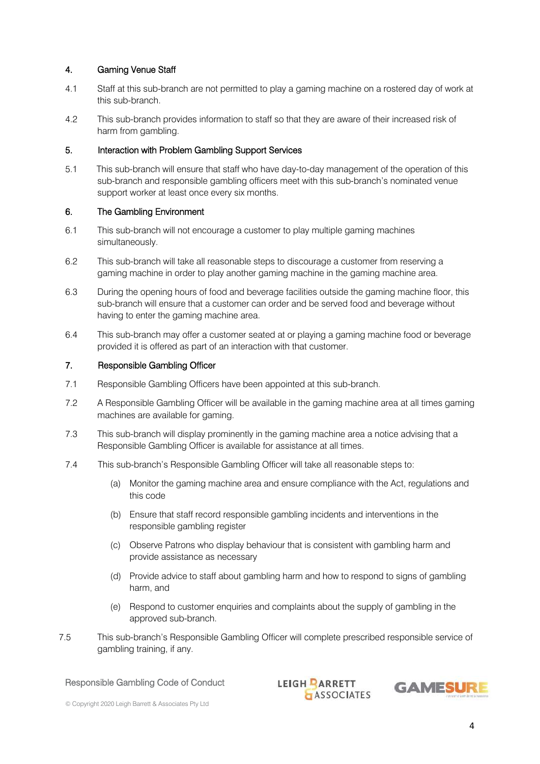## 4. Gaming Venue Staff

4.1 Staff at this sub-branch are not permitted to play a gaming machine on a rostered day of work at this sub-branch.

4.2 This sub-branch provides information to staff so that they are aware of their increased risk of harm from gambling.

## 5. Interaction with Problem Gambling Support Services

5.1 This sub-branch will ensure that staff who have day-to-day management of the operation of this sub-branch and responsible gambling officers meet with this sub-branch's nominated venue support worker at least once every six months.

## 6. The Gambling Environment

6.1 This sub-branch will not encourage a customer to play multiple gaming machines simultaneously.

6.2 This sub-branch will take all reasonable steps to discourage a customer from reserving a gaming machine in order to play another gaming machine in the gaming machine area.

6.3 During the opening hours of food and beverage facilities outside the gaming machine floor, this sub-branch will ensure that a customer can order and be served food and beverage without having to enter the gaming machine area.

6.4 This sub-branch may offer a customer seated at or playing a gaming machine food or beverage provided it is offered as part of an interaction with that customer.

## 7. Responsible Gambling Officer

7.1 Responsible Gambling Officers have been appointed at this sub-branch.

7.2 A Responsible Gambling Officer will be available in the gaming machine area at all times gaming machines are available for gaming.

7.3 This sub-branch will display prominently in the gaming machine area a notice advising that a Responsible Gambling Officer is available for assistance at all times.

7.4 This sub-branch's Responsible Gambling Officer will take all reasonable steps to:

- (a) Monitor the gaming machine area and ensure compliance with the Act, regulations and this code
- (b) Ensure that staff record responsible gambling incidents and interventions in the responsible gambling register
- (c) Observe Patrons who display behaviour that is consistent with gambling harm and provide assistance as necessary
- (d) Provide advice to staff about gambling harm and how to respond to signs of gambling harm, and
- (e) Respond to customer enquiries and complaints about the supply of gambling in the approved sub-branch.

7.5 This sub-branch's Responsible Gambling Officer will complete prescribed responsible service of gambling training, if any.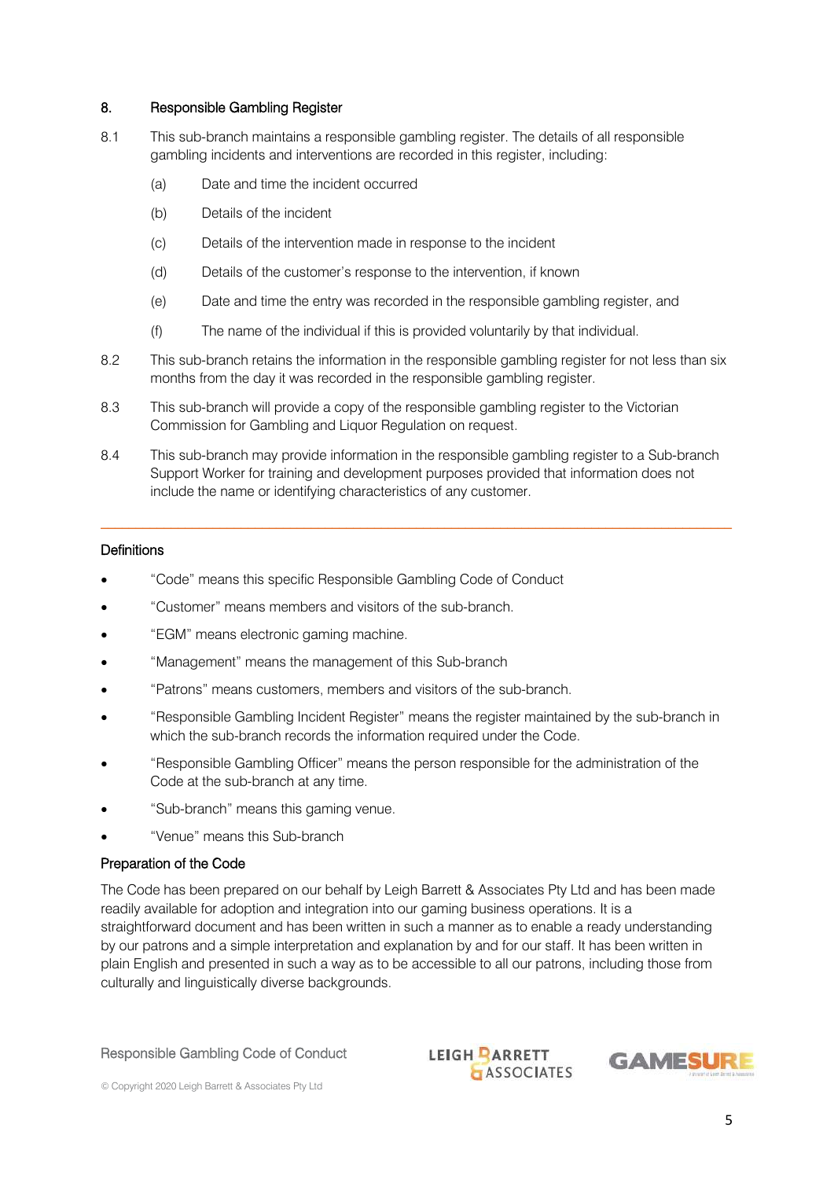## 8. Responsible Gambling Register

8.1 This sub-branch maintains a responsible gambling register. The details of all responsible gambling incidents and interventions are recorded in this register, including:

(a) Date and time the incident occurred

(b) Details of the incident

(c) Details of the intervention made in response to the incident

(d) Details of the customer's response to the intervention, if known

(e) Date and time the entry was recorded in the responsible gambling register, and

(f) The name of the individual if this is provided voluntarily by that individual.

8.2 This sub-branch retains the information in the responsible gambling register for not less than six months from the day it was recorded in the responsible gambling register.

8.3 This sub-branch will provide a copy of the responsible gambling register to the Victorian Commission for Gambling and Liquor Regulation on request.

8.4 This sub-branch may provide information in the responsible gambling register to a Sub-branch Support Worker for training and development purposes provided that information does not include the name or identifying characteristics of any customer.

---

### Definitions

- "Code" means this specific Responsible Gambling Code of Conduct
- "Customer" means members and visitors of the sub-branch.
- "EGM" means electronic gaming machine.
- "Management" means the management of this Sub-branch
- "Patrons" means customers, members and visitors of the sub-branch.
- "Responsible Gambling Incident Register" means the register maintained by the sub-branch in which the sub-branch records the information required under the Code.
- "Responsible Gambling Officer" means the person responsible for the administration of the Code at the sub-branch at any time.
- "Sub-branch" means this gaming venue.
- "Venue" means this Sub-branch

### Preparation of the Code

The Code has been prepared on our behalf by Leigh Barrett & Associates Pty Ltd and has been made readily available for adoption and integration into our gaming business operations. It is a straightforward document and has been written in such a manner as to enable a ready understanding by our patrons and a simple interpretation and explanation by and for our staff. It has been written in plain English and presented in such a way as to be accessible to all our patrons, including those from culturally and linguistically diverse backgrounds.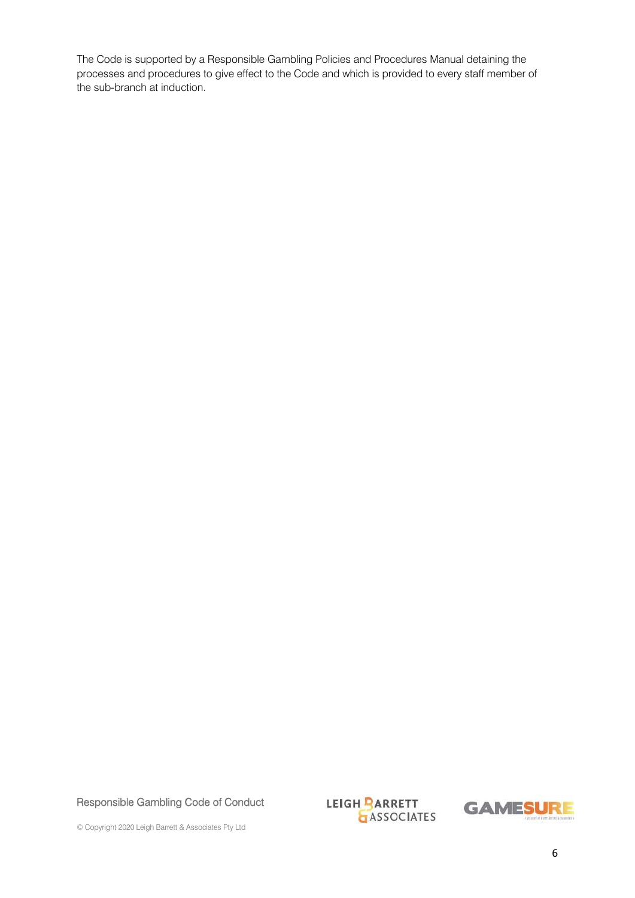The Code is supported by a Responsible Gambling Policies and Procedures Manual detaining the processes and procedures to give effect to the Code and which is provided to every staff member of the sub-branch at induction.